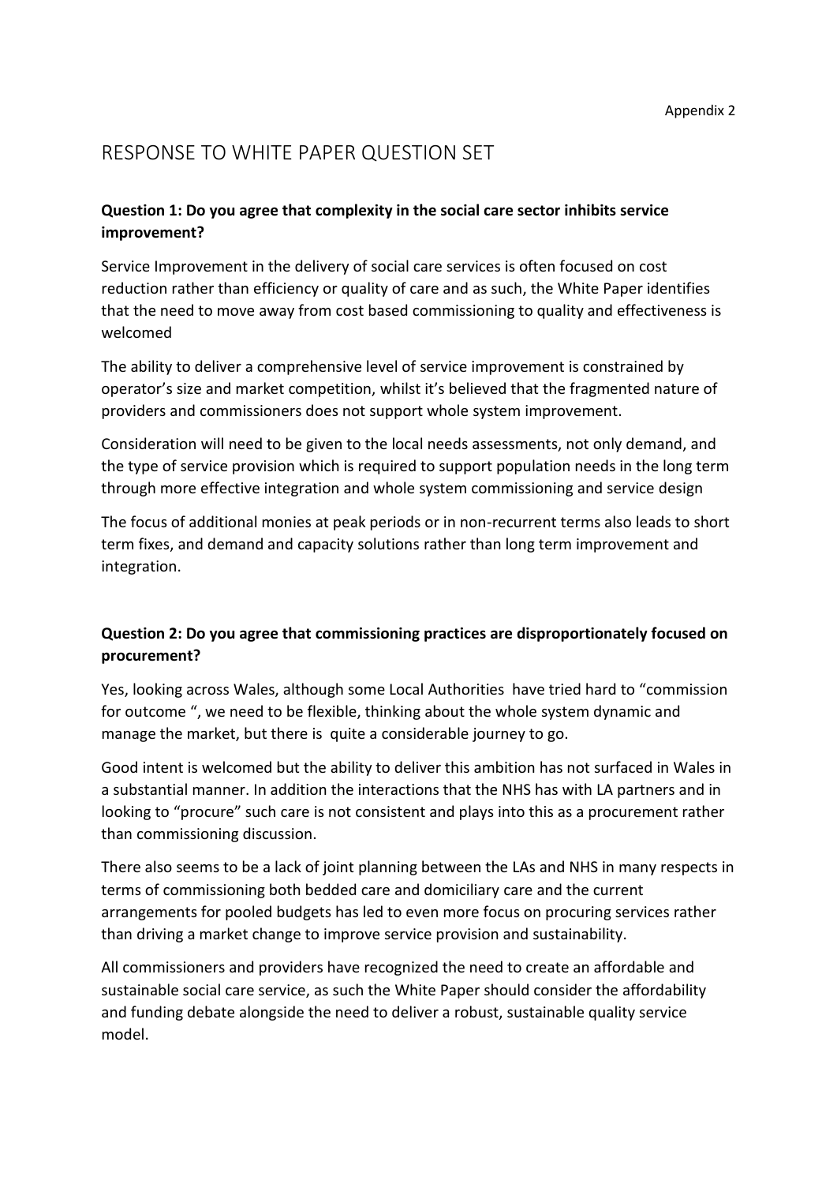Appendix 2

# RESPONSE TO WHITE PAPER QUESTION SET

**Question 1: Do you agree that complexity in the social care sector inhibits service improvement?**

Service Improvement in the delivery of social care services is often focused on cost reduction rather than efficiency or quality of care and as such, the White Paper identifies that the need to move away from cost based commissioning to quality and effectiveness is welcomed

The ability to deliver a comprehensive level of service improvement is constrained by operator's size and market competition, whilst it's believed that the fragmented nature of providers and commissioners does not support whole system improvement.

Consideration will need to be given to the local needs assessments, not only demand, and the type of service provision which is required to support population needs in the long term through more effective integration and whole system commissioning and service design

The focus of additional monies at peak periods or in non-recurrent terms also leads to short term fixes, and demand and capacity solutions rather than long term improvement and integration.

**Question 2: Do you agree that commissioning practices are disproportionately focused on procurement?**

Yes, looking across Wales, although some Local Authorities have tried hard to "commission for outcome ", we need to be flexible, thinking about the whole system dynamic and manage the market, but there is quite a considerable journey to go.

Good intent is welcomed but the ability to deliver this ambition has not surfaced in Wales in a substantial manner. In addition the interactions that the NHS has with LA partners and in looking to "procure" such care is not consistent and plays into this as a procurement rather than commissioning discussion.

There also seems to be a lack of joint planning between the LAs and NHS in many respects in terms of commissioning both bedded care and domiciliary care and the current arrangements for pooled budgets has led to even more focus on procuring services rather than driving a market change to improve service provision and sustainability.

All commissioners and providers have recognized the need to create an affordable and sustainable social care service, as such the White Paper should consider the affordability and funding debate alongside the need to deliver a robust, sustainable quality service model.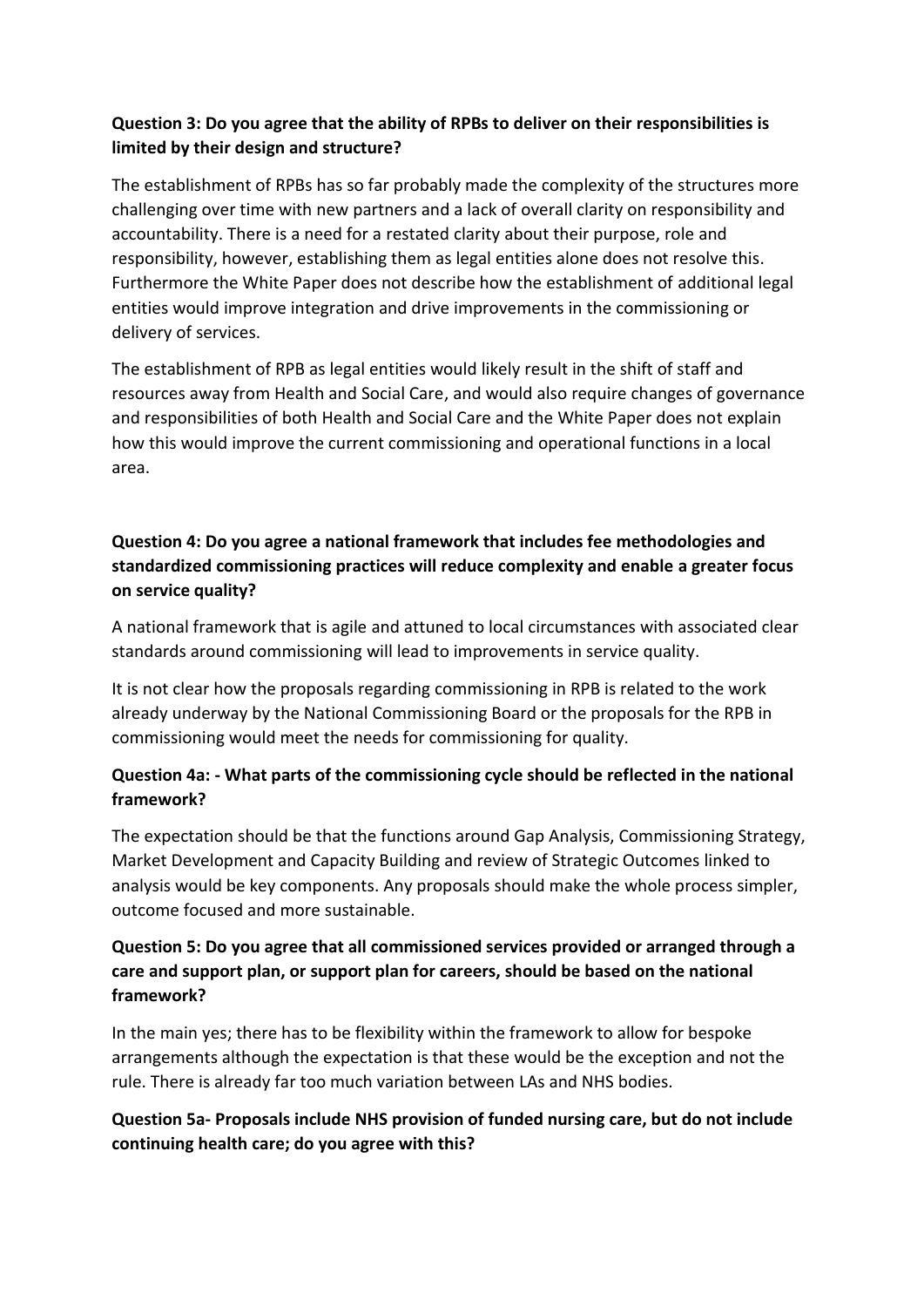**Question 3: Do you agree that the ability of RPBs to deliver on their responsibilities is limited by their design and structure?**

The establishment of RPBs has so far probably made the complexity of the structures more challenging over time with new partners and a lack of overall clarity on responsibility and accountability. There is a need for a restated clarity about their purpose, role and responsibility, however, establishing them as legal entities alone does not resolve this. Furthermore the White Paper does not describe how the establishment of additional legal entities would improve integration and drive improvements in the commissioning or delivery of services.

The establishment of RPB as legal entities would likely result in the shift of staff and resources away from Health and Social Care, and would also require changes of governance and responsibilities of both Health and Social Care and the White Paper does not explain how this would improve the current commissioning and operational functions in a local area.

**Question 4: Do you agree a national framework that includes fee methodologies and standardized commissioning practices will reduce complexity and enable a greater focus on service quality?**

A national framework that is agile and attuned to local circumstances with associated clear standards around commissioning will lead to improvements in service quality.

It is not clear how the proposals regarding commissioning in RPB is related to the work already underway by the National Commissioning Board or the proposals for the RPB in commissioning would meet the needs for commissioning for quality.

**Question 4a: - What parts of the commissioning cycle should be reflected in the national framework?**

The expectation should be that the functions around Gap Analysis, Commissioning Strategy, Market Development and Capacity Building and review of Strategic Outcomes linked to analysis would be key components. Any proposals should make the whole process simpler, outcome focused and more sustainable.

**Question 5: Do you agree that all commissioned services provided or arranged through a care and support plan, or support plan for careers, should be based on the national framework?**

In the main yes; there has to be flexibility within the framework to allow for bespoke arrangements although the expectation is that these would be the exception and not the rule. There is already far too much variation between LAs and NHS bodies.

**Question 5a- Proposals include NHS provision of funded nursing care, but do not include continuing health care; do you agree with this?**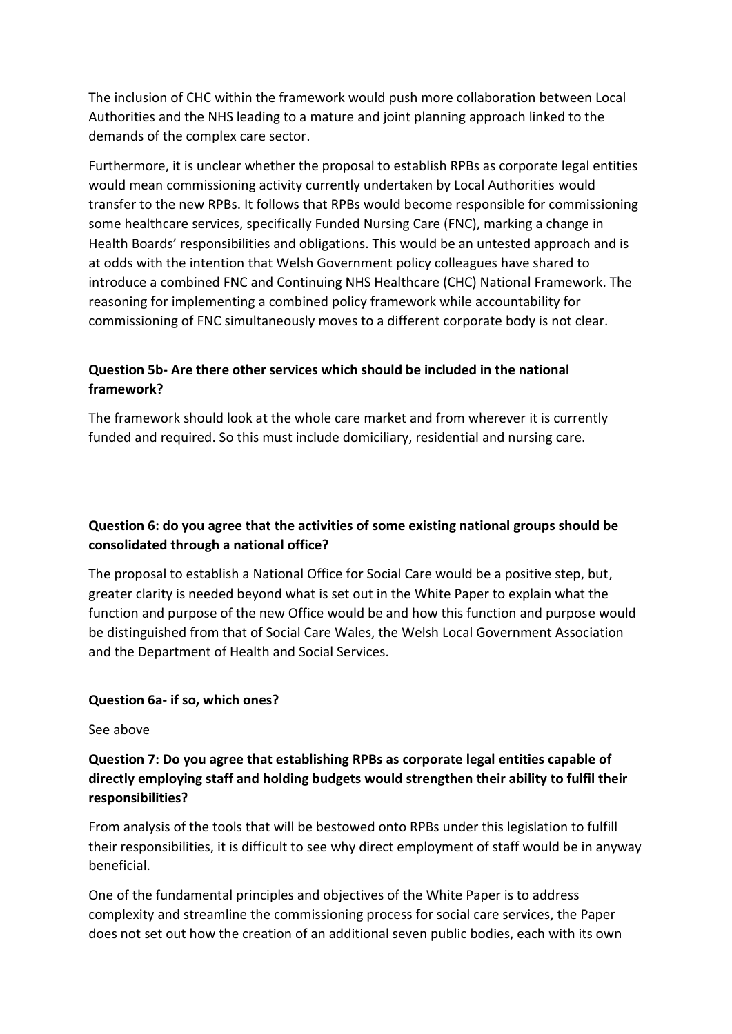The inclusion of CHC within the framework would push more collaboration between Local Authorities and the NHS leading to a mature and joint planning approach linked to the demands of the complex care sector.

Furthermore, it is unclear whether the proposal to establish RPBs as corporate legal entities would mean commissioning activity currently undertaken by Local Authorities would transfer to the new RPBs. It follows that RPBs would become responsible for commissioning some healthcare services, specifically Funded Nursing Care (FNC), marking a change in Health Boards' responsibilities and obligations. This would be an untested approach and is at odds with the intention that Welsh Government policy colleagues have shared to introduce a combined FNC and Continuing NHS Healthcare (CHC) National Framework. The reasoning for implementing a combined policy framework while accountability for commissioning of FNC simultaneously moves to a different corporate body is not clear.

**Question 5b- Are there other services which should be included in the national framework?**

The framework should look at the whole care market and from wherever it is currently funded and required. So this must include domiciliary, residential and nursing care.

**Question 6: do you agree that the activities of some existing national groups should be consolidated through a national office?**

The proposal to establish a National Office for Social Care would be a positive step, but, greater clarity is needed beyond what is set out in the White Paper to explain what the function and purpose of the new Office would be and how this function and purpose would be distinguished from that of Social Care Wales, the Welsh Local Government Association and the Department of Health and Social Services.

**Question 6a- if so, which ones?**

See above

**Question 7: Do you agree that establishing RPBs as corporate legal entities capable of directly employing staff and holding budgets would strengthen their ability to fulfil their responsibilities?**

From analysis of the tools that will be bestowed onto RPBs under this legislation to fulfill their responsibilities, it is difficult to see why direct employment of staff would be in anyway beneficial.

One of the fundamental principles and objectives of the White Paper is to address complexity and streamline the commissioning process for social care services, the Paper does not set out how the creation of an additional seven public bodies, each with its own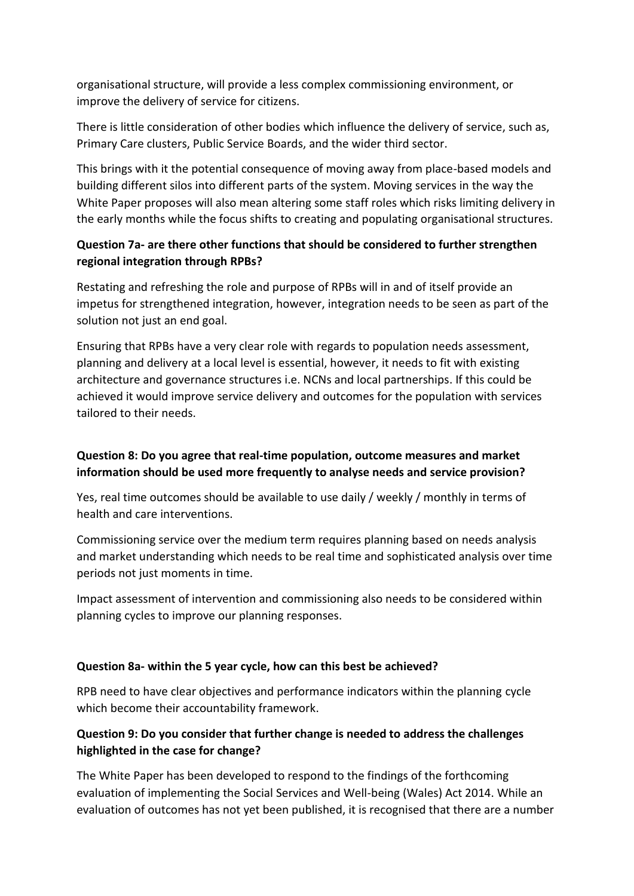organisational structure, will provide a less complex commissioning environment, or improve the delivery of service for citizens.

There is little consideration of other bodies which influence the delivery of service, such as, Primary Care clusters, Public Service Boards, and the wider third sector.

This brings with it the potential consequence of moving away from place-based models and building different silos into different parts of the system. Moving services in the way the White Paper proposes will also mean altering some staff roles which risks limiting delivery in the early months while the focus shifts to creating and populating organisational structures.

**Question 7a- are there other functions that should be considered to further strengthen regional integration through RPBs?**

Restating and refreshing the role and purpose of RPBs will in and of itself provide an impetus for strengthened integration, however, integration needs to be seen as part of the solution not just an end goal.

Ensuring that RPBs have a very clear role with regards to population needs assessment, planning and delivery at a local level is essential, however, it needs to fit with existing architecture and governance structures i.e. NCNs and local partnerships. If this could be achieved it would improve service delivery and outcomes for the population with services tailored to their needs.

**Question 8: Do you agree that real-time population, outcome measures and market information should be used more frequently to analyse needs and service provision?**

Yes, real time outcomes should be available to use daily / weekly / monthly in terms of health and care interventions.

Commissioning service over the medium term requires planning based on needs analysis and market understanding which needs to be real time and sophisticated analysis over time periods not just moments in time.

Impact assessment of intervention and commissioning also needs to be considered within planning cycles to improve our planning responses.

**Question 8a- within the 5 year cycle, how can this best be achieved?**

RPB need to have clear objectives and performance indicators within the planning cycle which become their accountability framework.

**Question 9: Do you consider that further change is needed to address the challenges highlighted in the case for change?**

The White Paper has been developed to respond to the findings of the forthcoming evaluation of implementing the Social Services and Well-being (Wales) Act 2014. While an evaluation of outcomes has not yet been published, it is recognised that there are a number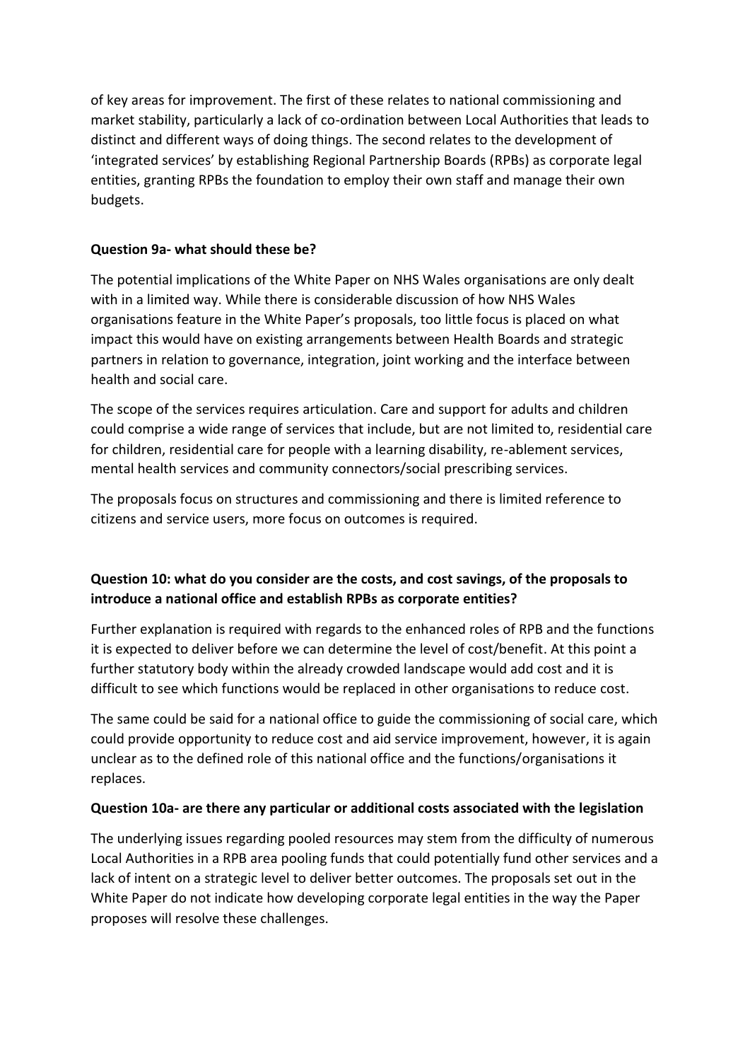of key areas for improvement. The first of these relates to national commissioning and market stability, particularly a lack of co-ordination between Local Authorities that leads to distinct and different ways of doing things. The second relates to the development of 'integrated services' by establishing Regional Partnership Boards (RPBs) as corporate legal entities, granting RPBs the foundation to employ their own staff and manage their own budgets.

**Question 9a- what should these be?**

The potential implications of the White Paper on NHS Wales organisations are only dealt with in a limited way. While there is considerable discussion of how NHS Wales organisations feature in the White Paper's proposals, too little focus is placed on what impact this would have on existing arrangements between Health Boards and strategic partners in relation to governance, integration, joint working and the interface between health and social care.

The scope of the services requires articulation. Care and support for adults and children could comprise a wide range of services that include, but are not limited to, residential care for children, residential care for people with a learning disability, re-ablement services, mental health services and community connectors/social prescribing services.

The proposals focus on structures and commissioning and there is limited reference to citizens and service users, more focus on outcomes is required.

**Question 10: what do you consider are the costs, and cost savings, of the proposals to introduce a national office and establish RPBs as corporate entities?**

Further explanation is required with regards to the enhanced roles of RPB and the functions it is expected to deliver before we can determine the level of cost/benefit. At this point a further statutory body within the already crowded landscape would add cost and it is difficult to see which functions would be replaced in other organisations to reduce cost.

The same could be said for a national office to guide the commissioning of social care, which could provide opportunity to reduce cost and aid service improvement, however, it is again unclear as to the defined role of this national office and the functions/organisations it replaces.

**Question 10a- are there any particular or additional costs associated with the legislation**

The underlying issues regarding pooled resources may stem from the difficulty of numerous Local Authorities in a RPB area pooling funds that could potentially fund other services and a lack of intent on a strategic level to deliver better outcomes. The proposals set out in the White Paper do not indicate how developing corporate legal entities in the way the Paper proposes will resolve these challenges.